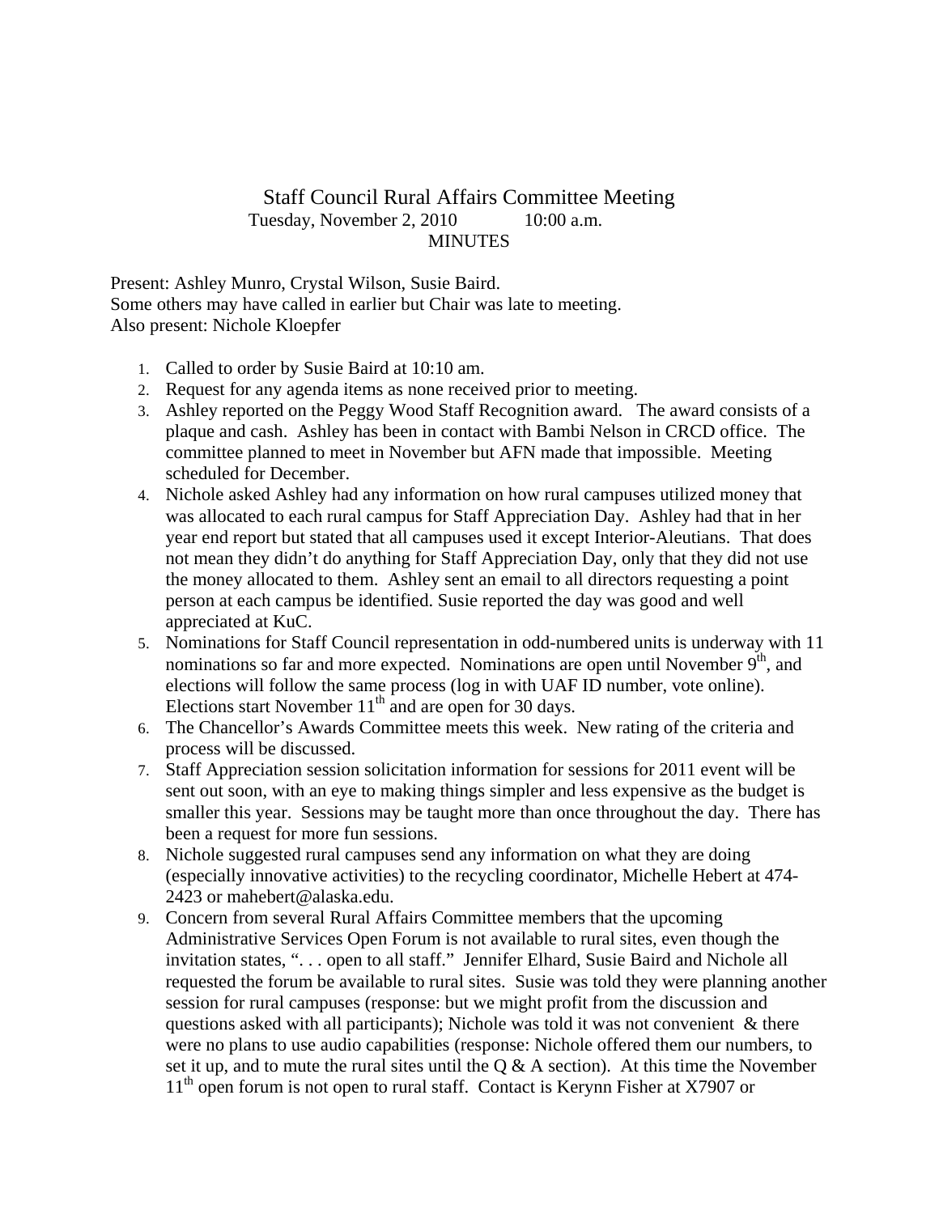# Staff Council Rural Affairs Committee Meeting

Tuesday, November 2, 2010 10:00 a.m.

MINUTES

Present: Ashley Munro, Crystal Wilson, Susie Baird.
Some others may have called in earlier but Chair was late to meeting.
Also present: Nichole Kloepfer

1. Called to order by Susie Baird at 10:10 am.
2. Request for any agenda items as none received prior to meeting.
3. Ashley reported on the Peggy Wood Staff Recognition award. The award consists of a plaque and cash. Ashley has been in contact with Bambi Nelson in CRCD office. The committee planned to meet in November but AFN made that impossible. Meeting scheduled for December.
4. Nichole asked Ashley had any information on how rural campuses utilized money that was allocated to each rural campus for Staff Appreciation Day. Ashley had that in her year end report but stated that all campuses used it except Interior-Aleutians. That does not mean they didn't do anything for Staff Appreciation Day, only that they did not use the money allocated to them. Ashley sent an email to all directors requesting a point person at each campus be identified. Susie reported the day was good and well appreciated at KuC.
5. Nominations for Staff Council representation in odd-numbered units is underway with 11 nominations so far and more expected. Nominations are open until November 9th, and elections will follow the same process (log in with UAF ID number, vote online). Elections start November 11th and are open for 30 days.
6. The Chancellor's Awards Committee meets this week. New rating of the criteria and process will be discussed.
7. Staff Appreciation session solicitation information for sessions for 2011 event will be sent out soon, with an eye to making things simpler and less expensive as the budget is smaller this year. Sessions may be taught more than once throughout the day. There has been a request for more fun sessions.
8. Nichole suggested rural campuses send any information on what they are doing (especially innovative activities) to the recycling coordinator, Michelle Hebert at 474-2423 or mahebert@alaska.edu.
9. Concern from several Rural Affairs Committee members that the upcoming Administrative Services Open Forum is not available to rural sites, even though the invitation states, ". . . open to all staff." Jennifer Elhard, Susie Baird and Nichole all requested the forum be available to rural sites. Susie was told they were planning another session for rural campuses (response: but we might profit from the discussion and questions asked with all participants); Nichole was told it was not convenient & there were no plans to use audio capabilities (response: Nichole offered them our numbers, to set it up, and to mute the rural sites until the Q & A section). At this time the November 11th open forum is not open to rural staff. Contact is Kerynn Fisher at X7907 or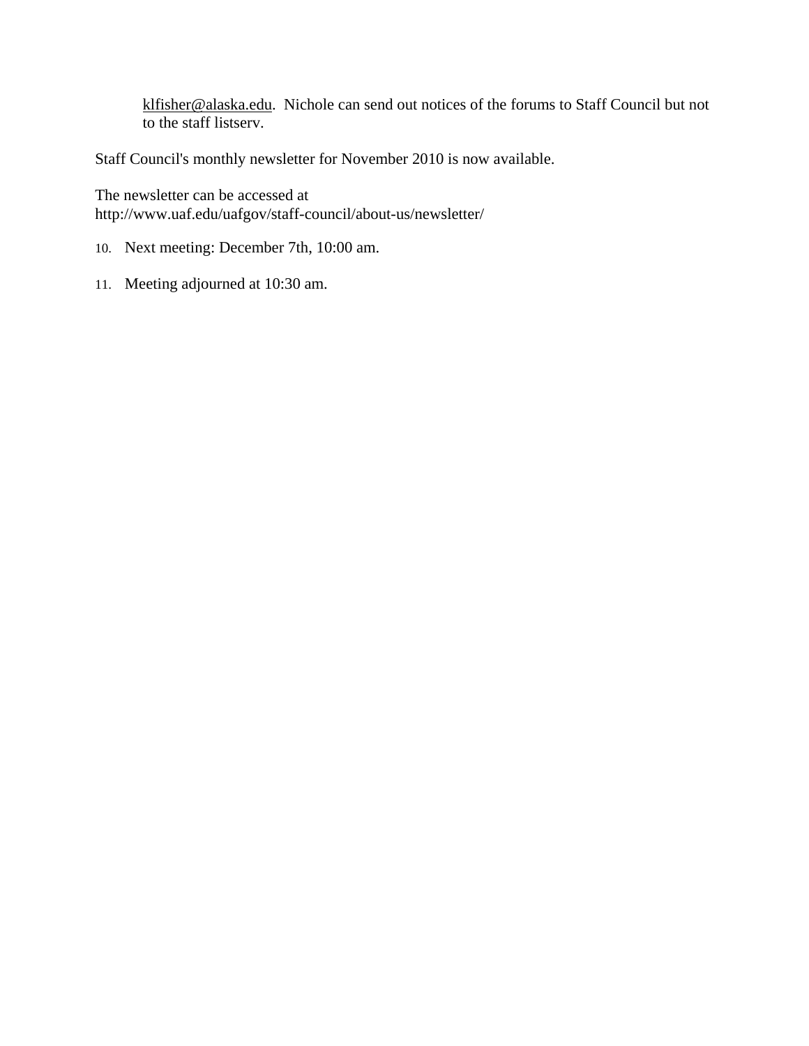klfisher@alaska.edu.  Nichole can send out notices of the forums to Staff Council but not to the staff listserv.

Staff Council's monthly newsletter for November 2010 is now available.

The newsletter can be accessed at
http://www.uaf.edu/uafgov/staff-council/about-us/newsletter/

10. Next meeting: December 7th, 10:00 am.

11. Meeting adjourned at 10:30 am.